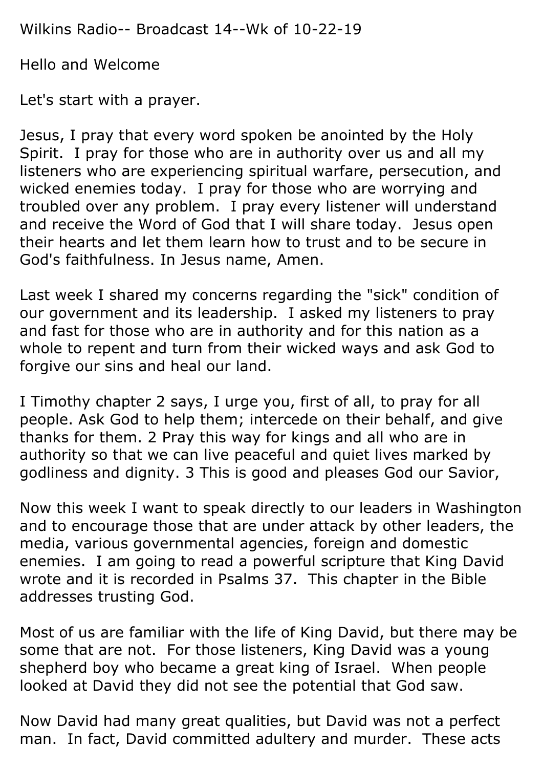Wilkins Radio-- Broadcast 14--Wk of 10-22-19

Hello and Welcome

Let's start with a prayer.

Jesus, I pray that every word spoken be anointed by the Holy Spirit. I pray for those who are in authority over us and all my listeners who are experiencing spiritual warfare, persecution, and wicked enemies today. I pray for those who are worrying and troubled over any problem. I pray every listener will understand and receive the Word of God that I will share today. Jesus open their hearts and let them learn how to trust and to be secure in God's faithfulness. In Jesus name, Amen.

Last week I shared my concerns regarding the "sick" condition of our government and its leadership. I asked my listeners to pray and fast for those who are in authority and for this nation as a whole to repent and turn from their wicked ways and ask God to forgive our sins and heal our land.

I Timothy chapter 2 says, I urge you, first of all, to pray for all people. Ask God to help them; intercede on their behalf, and give thanks for them. 2 Pray this way for kings and all who are in authority so that we can live peaceful and quiet lives marked by godliness and dignity. 3 This is good and pleases God our Savior,

Now this week I want to speak directly to our leaders in Washington and to encourage those that are under attack by other leaders, the media, various governmental agencies, foreign and domestic enemies. I am going to read a powerful scripture that King David wrote and it is recorded in Psalms 37. This chapter in the Bible addresses trusting God.

Most of us are familiar with the life of King David, but there may be some that are not. For those listeners, King David was a young shepherd boy who became a great king of Israel. When people looked at David they did not see the potential that God saw.

Now David had many great qualities, but David was not a perfect man. In fact, David committed adultery and murder. These acts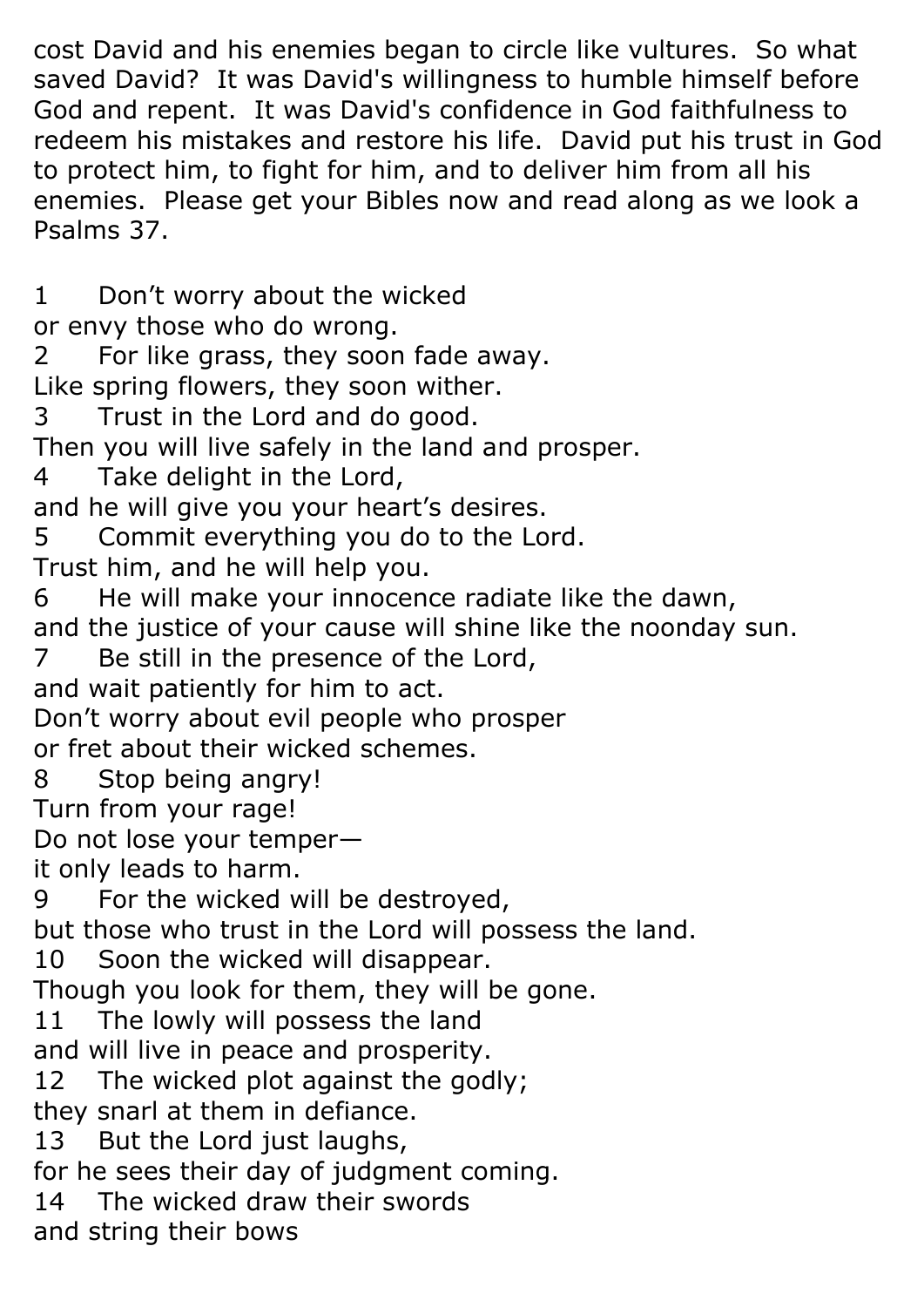cost David and his enemies began to circle like vultures. So what saved David? It was David's willingness to humble himself before God and repent. It was David's confidence in God faithfulness to redeem his mistakes and restore his life. David put his trust in God to protect him, to fight for him, and to deliver him from all his enemies. Please get your Bibles now and read along as we look a Psalms 37.

1 Don't worry about the wicked
or envy those who do wrong.
2 For like grass, they soon fade away.
Like spring flowers, they soon wither.
3 Trust in the Lord and do good.
Then you will live safely in the land and prosper.
4 Take delight in the Lord,
and he will give you your heart's desires.
5 Commit everything you do to the Lord.
Trust him, and he will help you.
6 He will make your innocence radiate like the dawn,
and the justice of your cause will shine like the noonday sun.
7 Be still in the presence of the Lord,
and wait patiently for him to act.
Don't worry about evil people who prosper
or fret about their wicked schemes.
8 Stop being angry!
Turn from your rage!
Do not lose your temper—
it only leads to harm.
9 For the wicked will be destroyed,
but those who trust in the Lord will possess the land.
10 Soon the wicked will disappear.
Though you look for them, they will be gone.
11 The lowly will possess the land
and will live in peace and prosperity.
12 The wicked plot against the godly;
they snarl at them in defiance.
13 But the Lord just laughs,
for he sees their day of judgment coming.
14 The wicked draw their swords
and string their bows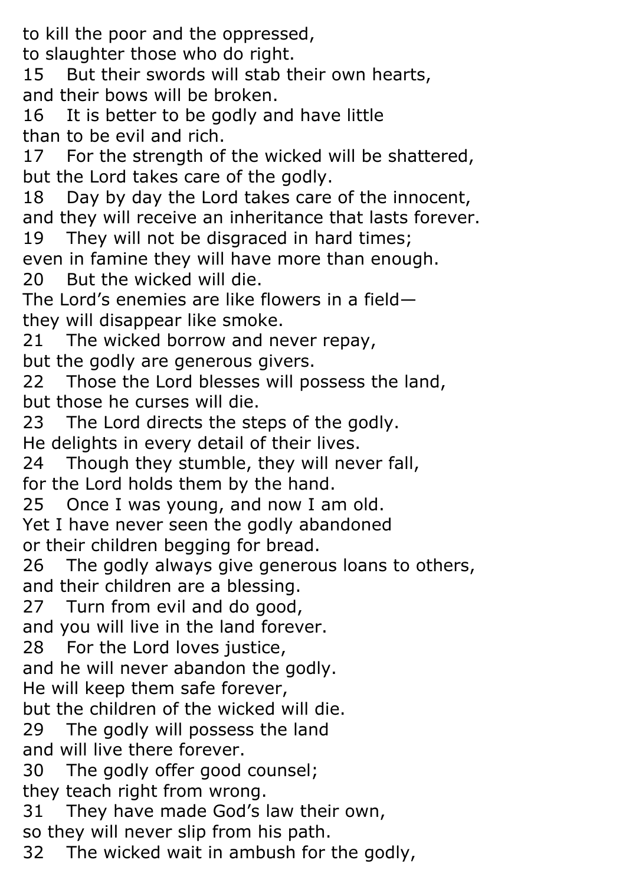to kill the poor and the oppressed,
to slaughter those who do right.
15 But their swords will stab their own hearts,
and their bows will be broken.
16 It is better to be godly and have little
than to be evil and rich.
17 For the strength of the wicked will be shattered,
but the Lord takes care of the godly.
18 Day by day the Lord takes care of the innocent,
and they will receive an inheritance that lasts forever.
19 They will not be disgraced in hard times;
even in famine they will have more than enough.
20 But the wicked will die.
The Lord's enemies are like flowers in a field—
they will disappear like smoke.
21 The wicked borrow and never repay,
but the godly are generous givers.
22 Those the Lord blesses will possess the land,
but those he curses will die.
23 The Lord directs the steps of the godly.
He delights in every detail of their lives.
24 Though they stumble, they will never fall,
for the Lord holds them by the hand.
25 Once I was young, and now I am old.
Yet I have never seen the godly abandoned
or their children begging for bread.
26 The godly always give generous loans to others,
and their children are a blessing.
27 Turn from evil and do good,
and you will live in the land forever.
28 For the Lord loves justice,
and he will never abandon the godly.
He will keep them safe forever,
but the children of the wicked will die.
29 The godly will possess the land
and will live there forever.
30 The godly offer good counsel;
they teach right from wrong.
31 They have made God's law their own,
so they will never slip from his path.
32 The wicked wait in ambush for the godly,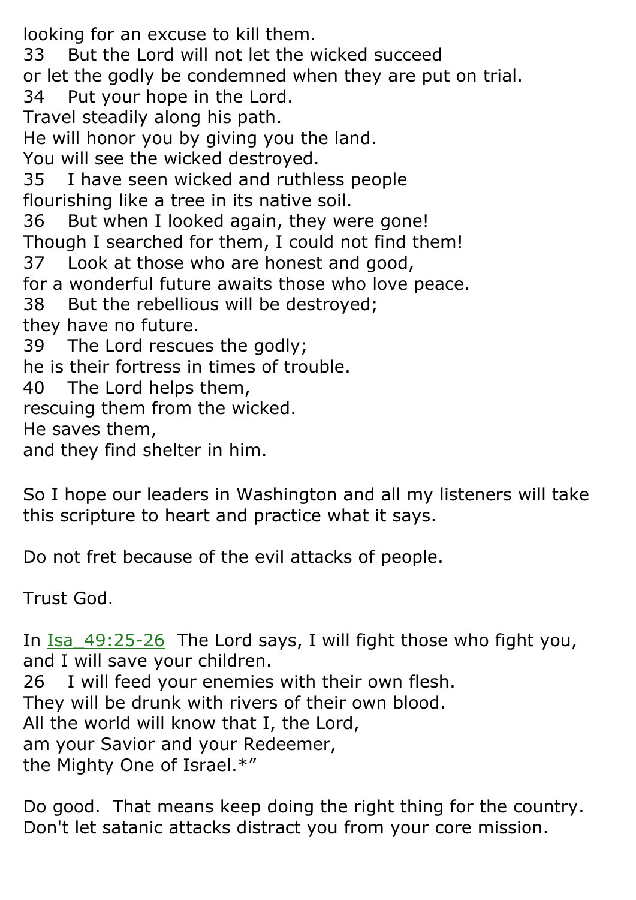looking for an excuse to kill them.
33 But the Lord will not let the wicked succeed
or let the godly be condemned when they are put on trial.
34 Put your hope in the Lord.
Travel steadily along his path.
He will honor you by giving you the land.
You will see the wicked destroyed.
35 I have seen wicked and ruthless people
flourishing like a tree in its native soil.
36 But when I looked again, they were gone!
Though I searched for them, I could not find them!
37 Look at those who are honest and good,
for a wonderful future awaits those who love peace.
38 But the rebellious will be destroyed;
they have no future.
39 The Lord rescues the godly;
he is their fortress in times of trouble.
40 The Lord helps them,
rescuing them from the wicked.
He saves them,
and they find shelter in him.

So I hope our leaders in Washington and all my listeners will take this scripture to heart and practice what it says.

Do not fret because of the evil attacks of people.

Trust God.

In Isa_49:25-26 The Lord says, I will fight those who fight you, and I will save your children.
26 I will feed your enemies with their own flesh.
They will be drunk with rivers of their own blood.
All the world will know that I, the Lord,
am your Savior and your Redeemer,
the Mighty One of Israel.*"

Do good. That means keep doing the right thing for the country. Don't let satanic attacks distract you from your core mission.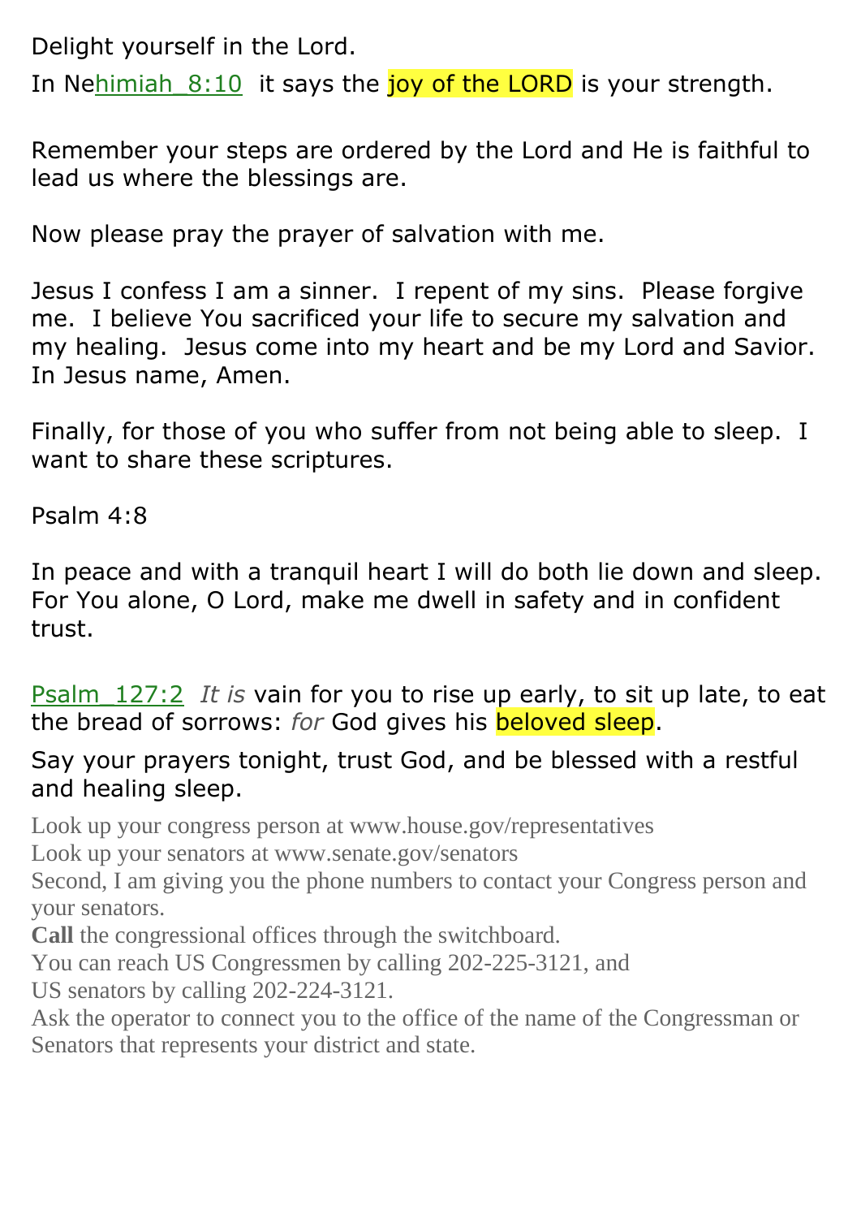Delight yourself in the Lord.

In Nehimiah_8:10  it says the joy of the LORD is your strength.

Remember your steps are ordered by the Lord and He is faithful to lead us where the blessings are.

Now please pray the prayer of salvation with me.

Jesus I confess I am a sinner.  I repent of my sins.  Please forgive me.  I believe You sacrificed your life to secure my salvation and my healing.  Jesus come into my heart and be my Lord and Savior.  In Jesus name, Amen.

Finally, for those of you who suffer from not being able to sleep.  I want to share these scriptures.

Psalm 4:8

In peace and with a tranquil heart I will do both lie down and sleep. For You alone, O Lord, make me dwell in safety and in confident trust.

Psalm_127:2  *It is* vain for you to rise up early, to sit up late, to eat the bread of sorrows: *for* God gives his beloved sleep.

Say your prayers tonight, trust God, and be blessed with a restful and healing sleep.

Look up your congress person at www.house.gov/representatives
Look up your senators at www.senate.gov/senators
Second, I am giving you the phone numbers to contact your Congress person and your senators.
**Call** the congressional offices through the switchboard.
You can reach US Congressmen by calling 202-225-3121, and
US senators by calling 202-224-3121.
Ask the operator to connect you to the office of the name of the Congressman or Senators that represents your district and state.